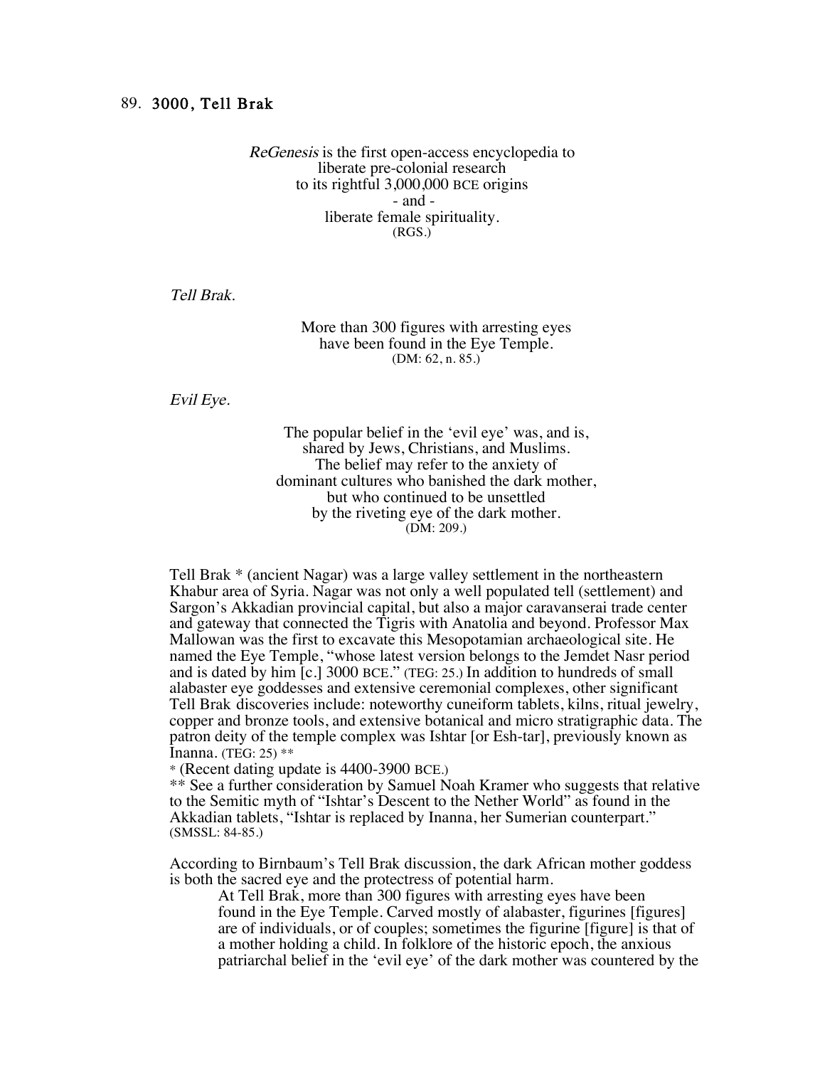## 89. 3000, Tell Brak

> *ReGenesis* is the first open-access encyclopedia to
> liberate pre-colonial research
> to its rightful 3,000,000 BCE origins
> - and -
> liberate female spirituality.
> (RGS.)

*Tell Brak.*

> More than 300 figures with arresting eyes
> have been found in the Eye Temple.
> (DM: 62, n. 85.)

*Evil Eye.*

> The popular belief in the 'evil eye' was, and is,
> shared by Jews, Christians, and Muslims.
> The belief may refer to the anxiety of
> dominant cultures who banished the dark mother,
> but who continued to be unsettled
> by the riveting eye of the dark mother.
> (DM: 209.)

Tell Brak * (ancient Nagar) was a large valley settlement in the northeastern Khabur area of Syria. Nagar was not only a well populated tell (settlement) and Sargon's Akkadian provincial capital, but also a major caravanserai trade center and gateway that connected the Tigris with Anatolia and beyond. Professor Max Mallowan was the first to excavate this Mesopotamian archaeological site. He named the Eye Temple, "whose latest version belongs to the Jemdet Nasr period and is dated by him [c.] 3000 BCE." (TEG: 25.) In addition to hundreds of small alabaster eye goddesses and extensive ceremonial complexes, other significant Tell Brak discoveries include: noteworthy cuneiform tablets, kilns, ritual jewelry, copper and bronze tools, and extensive botanical and micro stratigraphic data. The patron deity of the temple complex was Ishtar [or Esh-tar], previously known as Inanna. (TEG: 25) **

* (Recent dating update is 4400-3900 BCE.)

** See a further consideration by Samuel Noah Kramer who suggests that relative to the Semitic myth of "Ishtar's Descent to the Nether World" as found in the Akkadian tablets, "Ishtar is replaced by Inanna, her Sumerian counterpart." (SMSSL: 84-85.)

According to Birnbaum's Tell Brak discussion, the dark African mother goddess is both the sacred eye and the protectress of potential harm.

> At Tell Brak, more than 300 figures with arresting eyes have been found in the Eye Temple. Carved mostly of alabaster, figurines [figures] are of individuals, or of couples; sometimes the figurine [figure] is that of a mother holding a child. In folklore of the historic epoch, the anxious patriarchal belief in the 'evil eye' of the dark mother was countered by the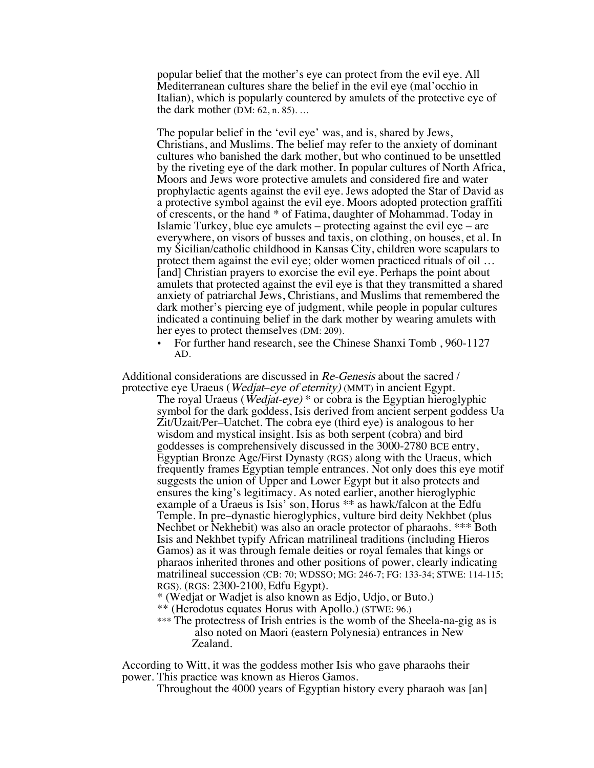> popular belief that the mother's eye can protect from the evil eye. All Mediterranean cultures share the belief in the evil eye (mal'occhio in Italian), which is popularly countered by amulets of the protective eye of the dark mother (DM: 62, n. 85). …
>
> The popular belief in the 'evil eye' was, and is, shared by Jews, Christians, and Muslims. The belief may refer to the anxiety of dominant cultures who banished the dark mother, but who continued to be unsettled by the riveting eye of the dark mother. In popular cultures of North Africa, Moors and Jews wore protective amulets and considered fire and water prophylactic agents against the evil eye. Jews adopted the Star of David as a protective symbol against the evil eye. Moors adopted protection graffiti of crescents, or the hand * of Fatima, daughter of Mohammad. Today in Islamic Turkey, blue eye amulets – protecting against the evil eye – are everywhere, on visors of busses and taxis, on clothing, on houses, et al. In my Sicilian/catholic childhood in Kansas City, children wore scapulars to protect them against the evil eye; older women practiced rituals of oil … [and] Christian prayers to exorcise the evil eye. Perhaps the point about amulets that protected against the evil eye is that they transmitted a shared anxiety of patriarchal Jews, Christians, and Muslims that remembered the dark mother's piercing eye of judgment, while people in popular cultures indicated a continuing belief in the dark mother by wearing amulets with her eyes to protect themselves (DM: 209).
>
> - For further hand research, see the Chinese Shanxi Tomb , 960-1127 AD.

Additional considerations are discussed in *Re-Genesis* about the sacred / protective eye Uraeus (*Wedjat–eye of eternity)* (MMT) in ancient Egypt.

> The royal Uraeus (*Wedjat-eye)* * or cobra is the Egyptian hieroglyphic symbol for the dark goddess, Isis derived from ancient serpent goddess Ua Zit/Uzait/Per–Uatchet. The cobra eye (third eye) is analogous to her wisdom and mystical insight. Isis as both serpent (cobra) and bird goddesses is comprehensively discussed in the 3000-2780 BCE entry, Egyptian Bronze Age/First Dynasty (RGS) along with the Uraeus, which frequently frames Egyptian temple entrances. Not only does this eye motif suggests the union of Upper and Lower Egypt but it also protects and ensures the king's legitimacy. As noted earlier, another hieroglyphic example of a Uraeus is Isis' son, Horus ** as hawk/falcon at the Edfu Temple. In pre–dynastic hieroglyphics, vulture bird deity Nekhbet (plus Nechbet or Nekhebit) was also an oracle protector of pharaohs. *** Both Isis and Nekhbet typify African matrilineal traditions (including Hieros Gamos) as it was through female deities or royal females that kings or pharaos inherited thrones and other positions of power, clearly indicating matrilineal succession (CB: 70; WDSSO; MG: 246-7; FG: 133-34; STWE: 114-115; RGS). (RGS: 2300-2100, Edfu Egypt).
>
> \* (Wedjat or Wadjet is also known as Edjo, Udjo, or Buto.)
>
> ** (Herodotus equates Horus with Apollo.) (STWE: 96.)
>
> *** The protectress of Irish entries is the womb of the Sheela-na-gig as is also noted on Maori (eastern Polynesia) entrances in New Zealand.

According to Witt, it was the goddess mother Isis who gave pharaohs their power. This practice was known as Hieros Gamos.

> Throughout the 4000 years of Egyptian history every pharaoh was [an]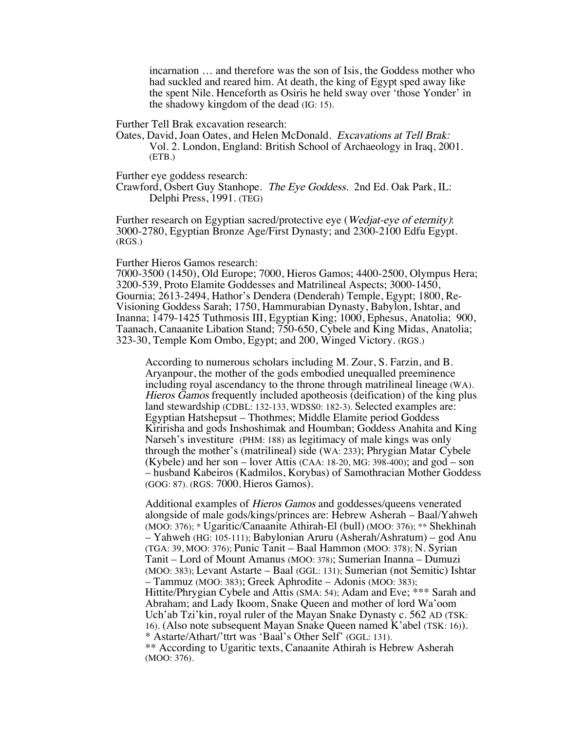> incarnation … and therefore was the son of Isis, the Goddess mother who had suckled and reared him. At death, the king of Egypt sped away like the spent Nile. Henceforth as Osiris he held sway over 'those Yonder' in the shadowy kingdom of the dead (IG: 15).

Further Tell Brak excavation research:
Oates, David, Joan Oates, and Helen McDonald. *Excavations at Tell Brak:* Vol. 2. London, England: British School of Archaeology in Iraq, 2001. (ETB.)

Further eye goddess research:
Crawford, Osbert Guy Stanhope. *The Eye Goddess.* 2nd Ed. Oak Park, IL: Delphi Press, 1991. (TEG)

Further research on Egyptian sacred/protective eye (*Wedjat-eye of eternity)*: 3000-2780, Egyptian Bronze Age/First Dynasty; and 2300-2100 Edfu Egypt. (RGS.)

Further Hieros Gamos research:
7000-3500 (1450), Old Europe; 7000, Hieros Gamos; 4400-2500, Olympus Hera; 3200-539, Proto Elamite Goddesses and Matrilineal Aspects; 3000-1450, Gournia; 2613-2494, Hathor's Dendera (Denderah) Temple, Egypt; 1800, Re-Visioning Goddess Sarah; 1750, Hammurabian Dynasty, Babylon, Ishtar, and Inanna; 1479-1425 Tuthmosis III, Egyptian King; 1000, Ephesus, Anatolia; 900, Taanach, Canaanite Libation Stand; 750-650, Cybele and King Midas, Anatolia; 323-30, Temple Kom Ombo, Egypt; and 200, Winged Victory. (RGS.)

> According to numerous scholars including M. Zour, S. Farzin, and B. Aryanpour, the mother of the gods embodied unequalled preeminence including royal ascendancy to the throne through matrilineal lineage (WA). *Hieros Gamos* frequently included apotheosis (deification) of the king plus land stewardship (CDBL: 132-133, WDSS0: 182-3). Selected examples are: Egyptian Hatshepsut – Thothmes; Middle Elamite period Goddess Kiririsha and gods Inshoshimak and Houmban; Goddess Anahita and King Narseh's investiture (PHM: 188) as legitimacy of male kings was only through the mother's (matrilineal) side (WA: 233); Phrygian Matar Cybele (Kybele) and her son – lover Attis (CAA: 18-20, MG: 398-400); and god – son – husband Kabeiros (Kadmilos, Korybas) of Samothracian Mother Goddess (GOG: 87). (RGS: 7000, Hieros Gamos).
>
> Additional examples of *Hieros Gamos* and goddesses/queens venerated alongside of male gods/kings/princes are: Hebrew Asherah – Baal/Yahweh (MOO: 376); * Ugaritic/Canaanite Athirah-El (bull) (MOO: 376); ** Shekhinah – Yahweh (HG: 105-111); Babylonian Aruru (Asherah/Ashratum) – god Anu (TGA: 39, MOO: 376); Punic Tanit – Baal Hammon (MOO: 378); N. Syrian Tanit – Lord of Mount Amanus (MOO: 378); Sumerian Inanna – Dumuzi (MOO: 383); Levant Astarte – Baal (GGL: 131); Sumerian (not Semitic) Ishtar – Tammuz (MOO: 383); Greek Aphrodite – Adonis (MOO: 383); Hittite/Phrygian Cybele and Attis (SMA: 54); Adam and Eve; *** Sarah and Abraham; and Lady Ikoom, Snake Queen and mother of lord Wa'oom Uch'ab Tzi'kin, royal ruler of the Mayan Snake Dynasty c. 562 AD (TSK: 16). (Also note subsequent Mayan Snake Queen named K'abel (TSK: 16)).
> * Astarte/Athart/'ttrt was 'Baal's Other Self' (GGL: 131).
> ** According to Ugaritic texts, Canaanite Athirah is Hebrew Asherah (MOO: 376).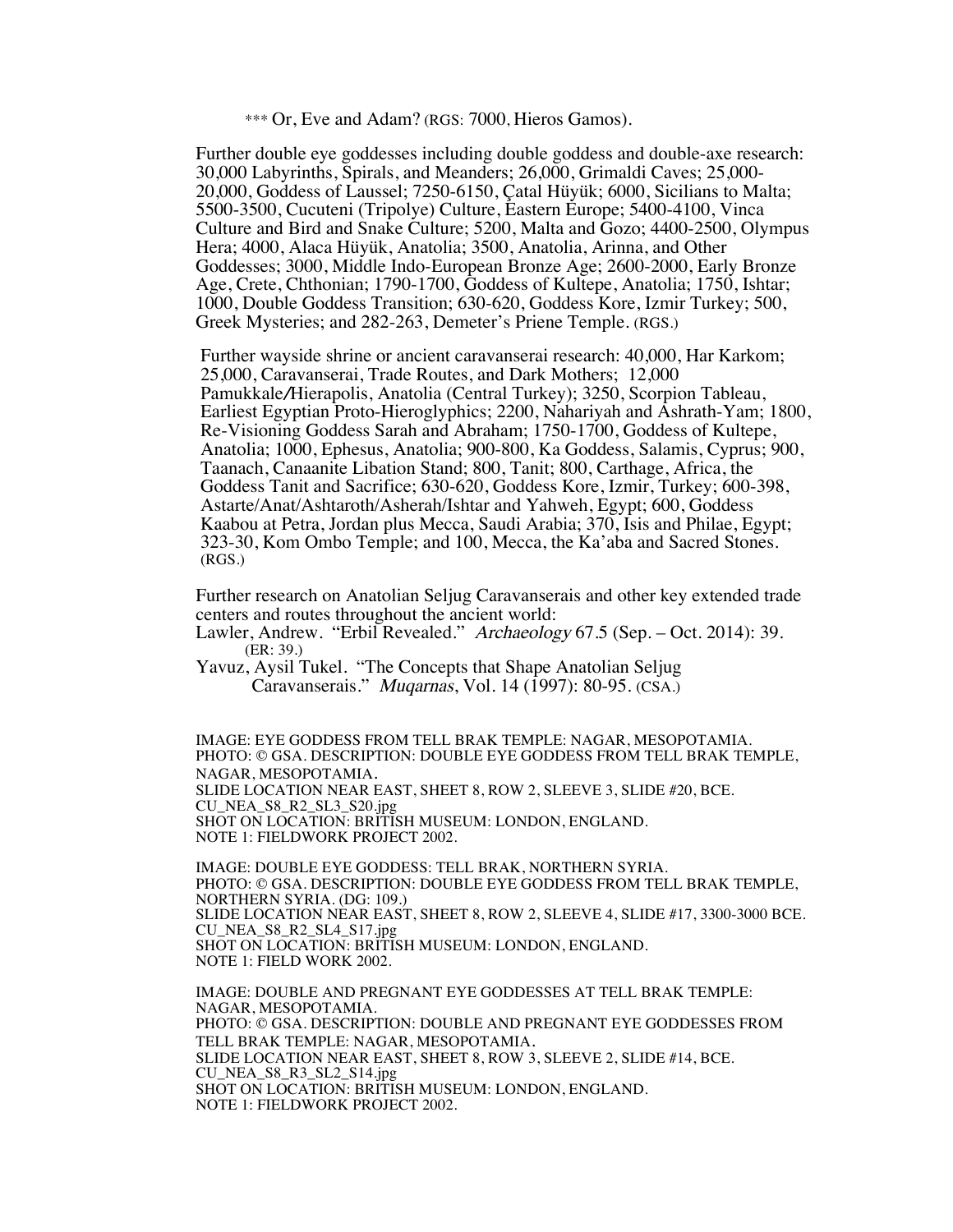*** Or, Eve and Adam? (RGS: 7000, Hieros Gamos).

Further double eye goddesses including double goddess and double-axe research: 30,000 Labyrinths, Spirals, and Meanders; 26,000, Grimaldi Caves; 25,000-20,000, Goddess of Laussel; 7250-6150, Çatal Hüyük; 6000, Sicilians to Malta; 5500-3500, Cucuteni (Tripolye) Culture, Eastern Europe; 5400-4100, Vinca Culture and Bird and Snake Culture; 5200, Malta and Gozo; 4400-2500, Olympus Hera; 4000, Alaca Hüyük, Anatolia; 3500, Anatolia, Arinna, and Other Goddesses; 3000, Middle Indo-European Bronze Age; 2600-2000, Early Bronze Age, Crete, Chthonian; 1790-1700, Goddess of Kultepe, Anatolia; 1750, Ishtar; 1000, Double Goddess Transition; 630-620, Goddess Kore, Izmir Turkey; 500, Greek Mysteries; and 282-263, Demeter's Priene Temple. (RGS.)

Further wayside shrine or ancient caravanserai research: 40,000, Har Karkom; 25,000, Caravanserai, Trade Routes, and Dark Mothers; 12,000 Pamukkale/Hierapolis, Anatolia (Central Turkey); 3250, Scorpion Tableau, Earliest Egyptian Proto-Hieroglyphics; 2200, Nahariyah and Ashrath-Yam; 1800, Re-Visioning Goddess Sarah and Abraham; 1750-1700, Goddess of Kultepe, Anatolia; 1000, Ephesus, Anatolia; 900-800, Ka Goddess, Salamis, Cyprus; 900, Taanach, Canaanite Libation Stand; 800, Tanit; 800, Carthage, Africa, the Goddess Tanit and Sacrifice; 630-620, Goddess Kore, Izmir, Turkey; 600-398, Astarte/Anat/Ashtaroth/Asherah/Ishtar and Yahweh, Egypt; 600, Goddess Kaabou at Petra, Jordan plus Mecca, Saudi Arabia; 370, Isis and Philae, Egypt; 323-30, Kom Ombo Temple; and 100, Mecca, the Ka'aba and Sacred Stones. (RGS.)

Further research on Anatolian Seljug Caravanserais and other key extended trade centers and routes throughout the ancient world:

Lawler, Andrew. "Erbil Revealed." *Archaeology* 67.5 (Sep. – Oct. 2014): 39. (ER: 39.)

Yavuz, Aysil Tukel. "The Concepts that Shape Anatolian Seljug Caravanserais." *Muqarnas*, Vol. 14 (1997): 80-95. (CSA.)

IMAGE: EYE GODDESS FROM TELL BRAK TEMPLE: NAGAR, MESOPOTAMIA.
PHOTO: © GSA. DESCRIPTION: DOUBLE EYE GODDESS FROM TELL BRAK TEMPLE, NAGAR, MESOPOTAMIA.
SLIDE LOCATION NEAR EAST, SHEET 8, ROW 2, SLEEVE 3, SLIDE #20, BCE.
CU_NEA_S8_R2_SL3_S20.jpg
SHOT ON LOCATION: BRITISH MUSEUM: LONDON, ENGLAND.
NOTE 1: FIELDWORK PROJECT 2002.

IMAGE: DOUBLE EYE GODDESS: TELL BRAK, NORTHERN SYRIA.
PHOTO: © GSA. DESCRIPTION: DOUBLE EYE GODDESS FROM TELL BRAK TEMPLE, NORTHERN SYRIA. (DG: 109.)
SLIDE LOCATION NEAR EAST, SHEET 8, ROW 2, SLEEVE 4, SLIDE #17, 3300-3000 BCE.
CU_NEA_S8_R2_SL4_S17.jpg
SHOT ON LOCATION: BRITISH MUSEUM: LONDON, ENGLAND.
NOTE 1: FIELD WORK 2002.

IMAGE: DOUBLE AND PREGNANT EYE GODDESSES AT TELL BRAK TEMPLE: NAGAR, MESOPOTAMIA.
PHOTO: © GSA. DESCRIPTION: DOUBLE AND PREGNANT EYE GODDESSES FROM TELL BRAK TEMPLE: NAGAR, MESOPOTAMIA.
SLIDE LOCATION NEAR EAST, SHEET 8, ROW 3, SLEEVE 2, SLIDE #14, BCE.
CU_NEA_S8_R3_SL2_S14.jpg
SHOT ON LOCATION: BRITISH MUSEUM: LONDON, ENGLAND.
NOTE 1: FIELDWORK PROJECT 2002.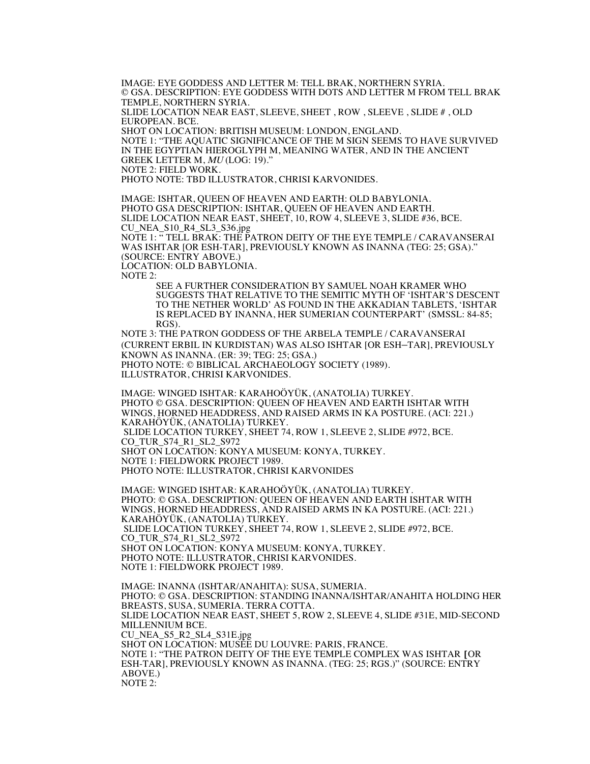IMAGE: EYE GODDESS AND LETTER M: TELL BRAK, NORTHERN SYRIA.
© GSA. DESCRIPTION: EYE GODDESS WITH DOTS AND LETTER M FROM TELL BRAK TEMPLE, NORTHERN SYRIA.
SLIDE LOCATION NEAR EAST, SLEEVE, SHEET , ROW , SLEEVE , SLIDE # , OLD EUROPEAN. BCE.
SHOT ON LOCATION: BRITISH MUSEUM: LONDON, ENGLAND.
NOTE 1: "THE AQUATIC SIGNIFICANCE OF THE M SIGN SEEMS TO HAVE SURVIVED IN THE EGYPTIAN HIEROGLYPH M, MEANING WATER, AND IN THE ANCIENT GREEK LETTER M, *MU* (LOG: 19)."
NOTE 2: FIELD WORK.
PHOTO NOTE: TBD ILLUSTRATOR, CHRISI KARVONIDES.

IMAGE: ISHTAR, QUEEN OF HEAVEN AND EARTH: OLD BABYLONIA.
PHOTO GSA DESCRIPTION: ISHTAR, QUEEN OF HEAVEN AND EARTH.
SLIDE LOCATION NEAR EAST, SHEET, 10, ROW 4, SLEEVE 3, SLIDE #36, BCE.
CU_NEA_S10_R4_SL3_S36.jpg
NOTE 1: " TELL BRAK: THE PATRON DEITY OF THE EYE TEMPLE / CARAVANSERAI WAS ISHTAR [OR ESH-TAR], PREVIOUSLY KNOWN AS INANNA (TEG: 25; GSA)." (SOURCE: ENTRY ABOVE.)
LOCATION: OLD BABYLONIA.
NOTE 2:

> SEE A FURTHER CONSIDERATION BY SAMUEL NOAH KRAMER WHO SUGGESTS THAT RELATIVE TO THE SEMITIC MYTH OF 'ISHTAR'S DESCENT TO THE NETHER WORLD' AS FOUND IN THE AKKADIAN TABLETS, 'ISHTAR IS REPLACED BY INANNA, HER SUMERIAN COUNTERPART' (SMSSL: 84-85; RGS).

NOTE 3: THE PATRON GODDESS OF THE ARBELA TEMPLE / CARAVANSERAI (CURRENT ERBIL IN KURDISTAN) WAS ALSO ISHTAR [OR ESH–TAR], PREVIOUSLY KNOWN AS INANNA. (ER: 39; TEG: 25; GSA.)
PHOTO NOTE: © BIBLICAL ARCHAEOLOGY SOCIETY (1989).
ILLUSTRATOR, CHRISI KARVONIDES.

IMAGE: WINGED ISHTAR: KARAHOÖYÜK, (ANATOLIA) TURKEY.
PHOTO © GSA. DESCRIPTION: QUEEN OF HEAVEN AND EARTH ISHTAR WITH WINGS, HORNED HEADDRESS, AND RAISED ARMS IN KA POSTURE. (ACI: 221.) KARAHÖYÜK, (ANATOLIA) TURKEY.
SLIDE LOCATION TURKEY, SHEET 74, ROW 1, SLEEVE 2, SLIDE #972, BCE.
CO_TUR_S74_R1_SL2_S972
SHOT ON LOCATION: KONYA MUSEUM: KONYA, TURKEY.
NOTE 1: FIELDWORK PROJECT 1989.
PHOTO NOTE: ILLUSTRATOR, CHRISI KARVONIDES

IMAGE: WINGED ISHTAR: KARAHOÖYÜK, (ANATOLIA) TURKEY.
PHOTO: © GSA. DESCRIPTION: QUEEN OF HEAVEN AND EARTH ISHTAR WITH WINGS, HORNED HEADDRESS, AND RAISED ARMS IN KA POSTURE. (ACI: 221.) KARAHÖYÜK, (ANATOLIA) TURKEY.
SLIDE LOCATION TURKEY, SHEET 74, ROW 1, SLEEVE 2, SLIDE #972, BCE.
CO_TUR_S74_R1_SL2_S972
SHOT ON LOCATION: KONYA MUSEUM: KONYA, TURKEY.
PHOTO NOTE: ILLUSTRATOR, CHRISI KARVONIDES.
NOTE 1: FIELDWORK PROJECT 1989.

IMAGE: INANNA (ISHTAR/ANAHITA): SUSA, SUMERIA.
PHOTO: © GSA. DESCRIPTION: STANDING INANNA/ISHTAR/ANAHITA HOLDING HER BREASTS, SUSA, SUMERIA. TERRA COTTA.
SLIDE LOCATION NEAR EAST, SHEET 5, ROW 2, SLEEVE 4, SLIDE #31E, MID-SECOND MILLENNIUM BCE.
CU_NEA_S5_R2_SL4_S31E.jpg
SHOT ON LOCATION: MUSÉE DU LOUVRE: PARIS, FRANCE.
NOTE 1: "THE PATRON DEITY OF THE EYE TEMPLE COMPLEX WAS ISHTAR [OR ESH-TAR], PREVIOUSLY KNOWN AS INANNA. (TEG: 25; RGS.)" (SOURCE: ENTRY ABOVE.)
NOTE 2: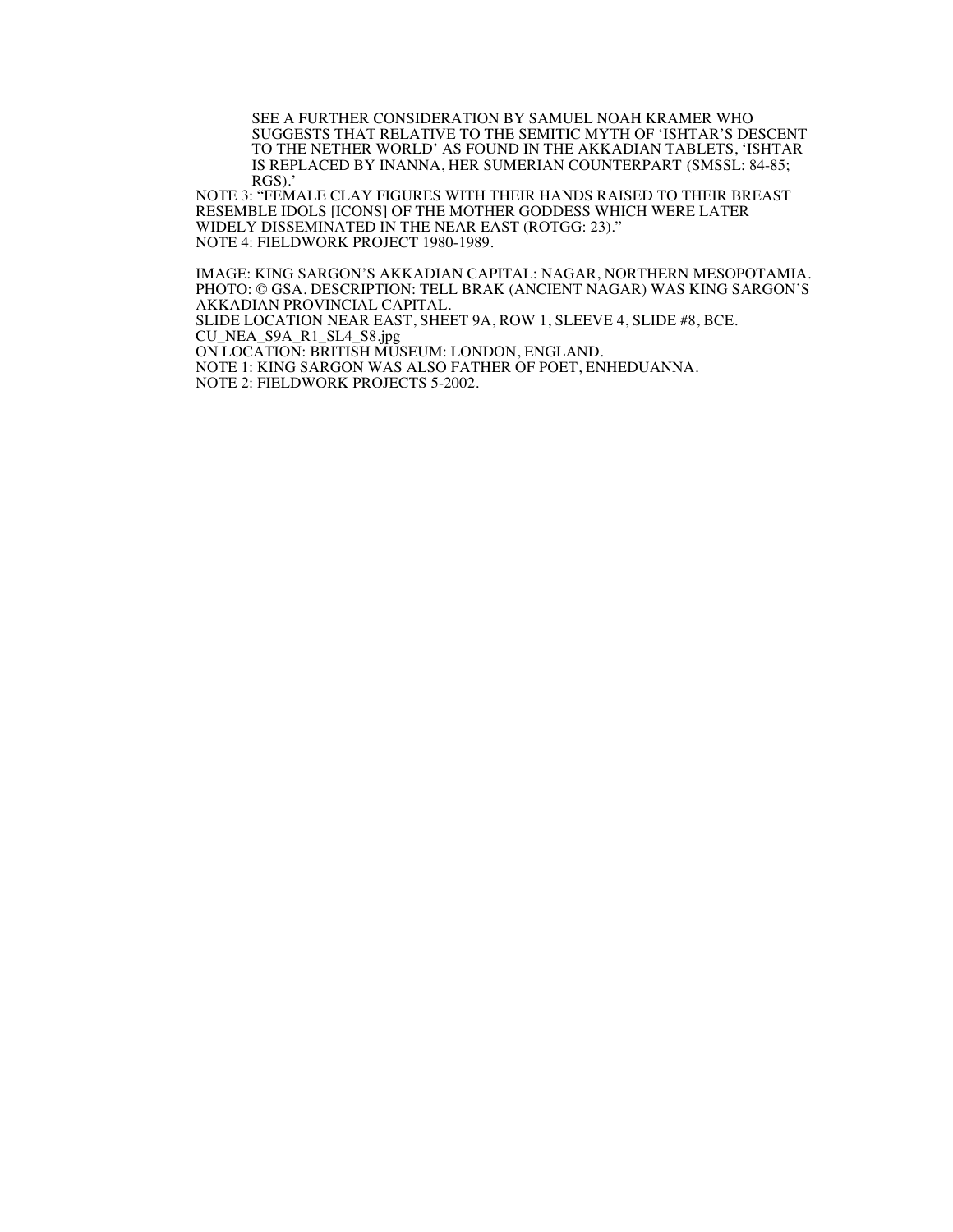> SEE A FURTHER CONSIDERATION BY SAMUEL NOAH KRAMER WHO SUGGESTS THAT RELATIVE TO THE SEMITIC MYTH OF 'ISHTAR'S DESCENT TO THE NETHER WORLD' AS FOUND IN THE AKKADIAN TABLETS, 'ISHTAR IS REPLACED BY INANNA, HER SUMERIAN COUNTERPART (SMSSL: 84-85; RGS).'

NOTE 3: "FEMALE CLAY FIGURES WITH THEIR HANDS RAISED TO THEIR BREAST RESEMBLE IDOLS [ICONS] OF THE MOTHER GODDESS WHICH WERE LATER WIDELY DISSEMINATED IN THE NEAR EAST (ROTGG: 23)."
NOTE 4: FIELDWORK PROJECT 1980-1989.

IMAGE: KING SARGON'S AKKADIAN CAPITAL: NAGAR, NORTHERN MESOPOTAMIA.
PHOTO: © GSA. DESCRIPTION: TELL BRAK (ANCIENT NAGAR) WAS KING SARGON'S AKKADIAN PROVINCIAL CAPITAL.
SLIDE LOCATION NEAR EAST, SHEET 9A, ROW 1, SLEEVE 4, SLIDE #8, BCE.
CU_NEA_S9A_R1_SL4_S8.jpg
ON LOCATION: BRITISH MUSEUM: LONDON, ENGLAND.
NOTE 1: KING SARGON WAS ALSO FATHER OF POET, ENHEDUANNA.
NOTE 2: FIELDWORK PROJECTS 5-2002.